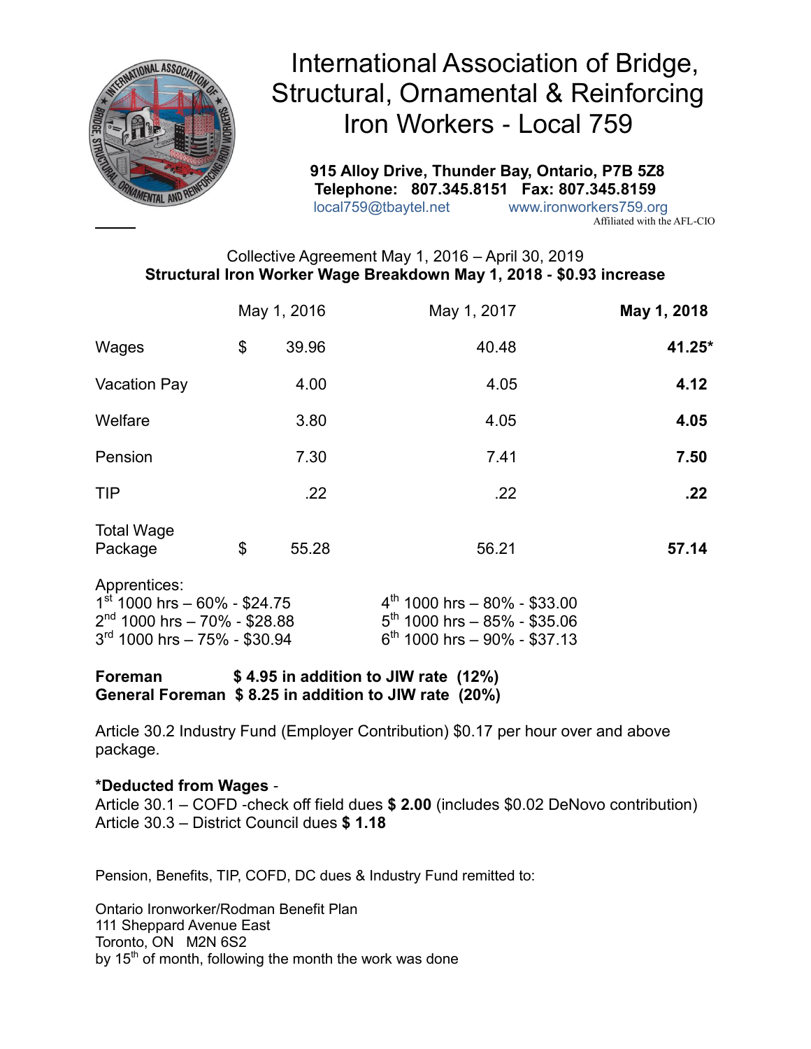# International Association of Bridge, Structural, Ornamental & Reinforcing Iron Workers - Local 759

**915 Alloy Drive, Thunder Bay, Ontario, P7B 5Z8**
**Telephone: 807.345.8151 Fax: 807.345.8159**
local759@tbaytel.net www.ironworkers759.org
Affiliated with the AFL-CIO

Collective Agreement May 1, 2016 – April 30, 2019
**Structural Iron Worker Wage Breakdown May 1, 2018 - $0.93 increase**

| | May 1, 2016 | May 1, 2017 | **May 1, 2018** |
|---|---|---|---|
| Wages | $ 39.96 | 40.48 | **41.25*** |
| Vacation Pay | 4.00 | 4.05 | **4.12** |
| Welfare | 3.80 | 4.05 | **4.05** |
| Pension | 7.30 | 7.41 | **7.50** |
| TIP | .22 | .22 | **.22** |
| Total Wage Package | $ 55.28 | 56.21 | **57.14** |

Apprentices:
1st 1000 hrs – 60% - $24.75
2nd 1000 hrs – 70% - $28.88
3rd 1000 hrs – 75% - $30.94
4th 1000 hrs – 80% - $33.00
5th 1000 hrs – 85% - $35.06
6th 1000 hrs – 90% - $37.13

**Foreman $ 4.95 in addition to JIW rate (12%)**
**General Foreman $ 8.25 in addition to JIW rate (20%)**

Article 30.2 Industry Fund (Employer Contribution) $0.17 per hour over and above package.

***Deducted from Wages** -
Article 30.1 – COFD -check off field dues **$ 2.00** (includes $0.02 DeNovo contribution)
Article 30.3 – District Council dues **$ 1.18**

Pension, Benefits, TIP, COFD, DC dues & Industry Fund remitted to:

Ontario Ironworker/Rodman Benefit Plan
111 Sheppard Avenue East
Toronto, ON M2N 6S2
by 15th of month, following the month the work was done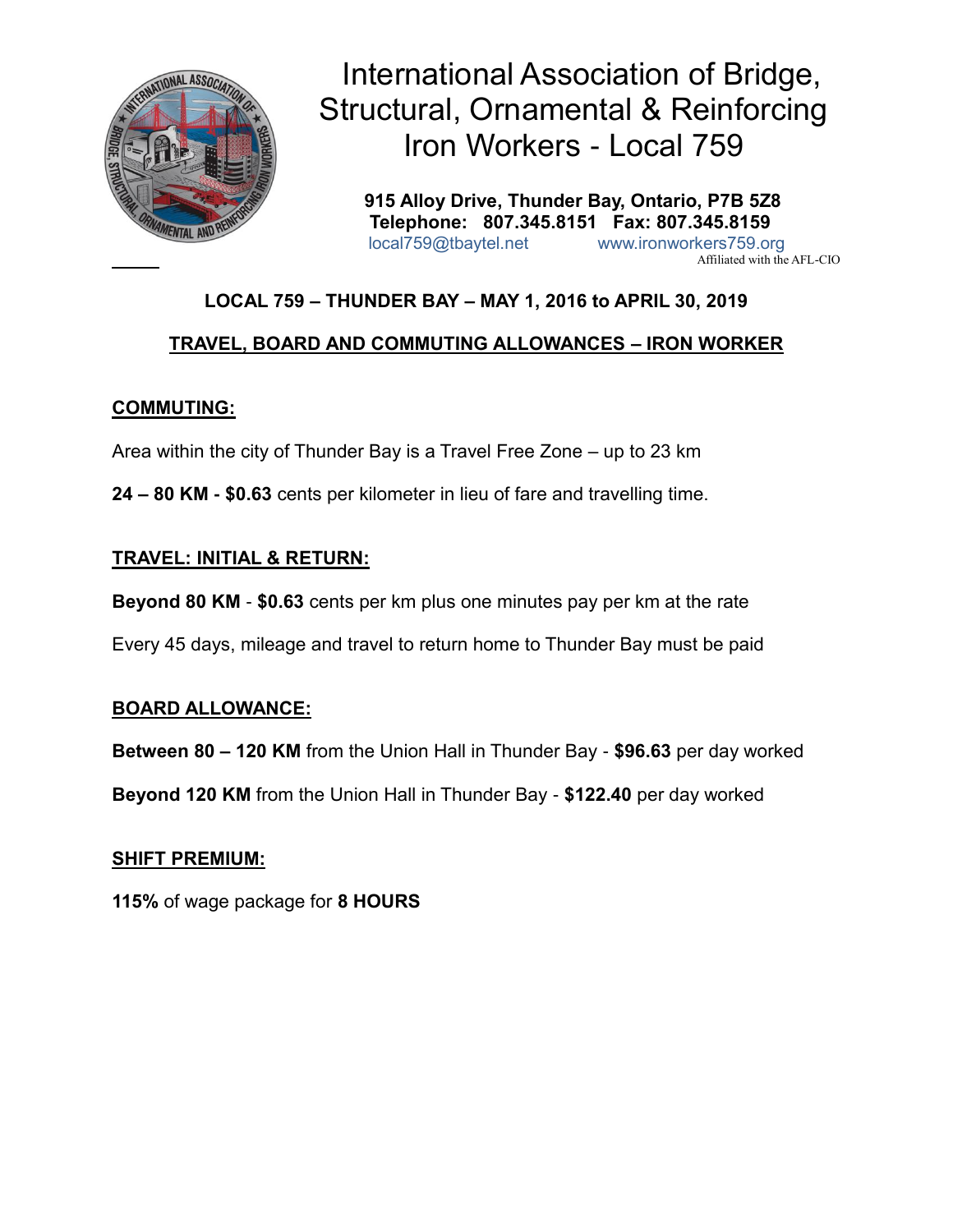# International Association of Bridge, Structural, Ornamental & Reinforcing Iron Workers - Local 759

**915 Alloy Drive, Thunder Bay, Ontario, P7B 5Z8**
**Telephone: 807.345.8151 Fax: 807.345.8159**
local759@tbaytel.net www.ironworkers759.org
Affiliated with the AFL-CIO

**LOCAL 759 – THUNDER BAY – MAY 1, 2016 to APRIL 30, 2019**

**TRAVEL, BOARD AND COMMUTING ALLOWANCES – IRON WORKER**

## COMMUTING:

Area within the city of Thunder Bay is a Travel Free Zone – up to 23 km

**24 – 80 KM - $0.63** cents per kilometer in lieu of fare and travelling time.

## TRAVEL: INITIAL & RETURN:

**Beyond 80 KM** - **$0.63** cents per km plus one minutes pay per km at the rate

Every 45 days, mileage and travel to return home to Thunder Bay must be paid

## BOARD ALLOWANCE:

**Between 80 – 120 KM** from the Union Hall in Thunder Bay - **$96.63** per day worked

**Beyond 120 KM** from the Union Hall in Thunder Bay - **$122.40** per day worked

## SHIFT PREMIUM:

**115%** of wage package for **8 HOURS**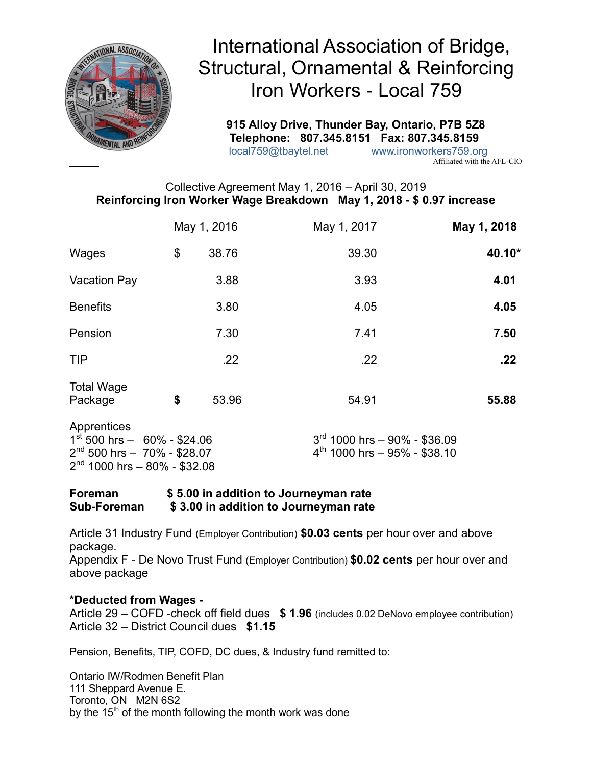# International Association of Bridge, Structural, Ornamental & Reinforcing Iron Workers - Local 759

**915 Alloy Drive, Thunder Bay, Ontario, P7B 5Z8**
**Telephone: 807.345.8151 Fax: 807.345.8159**
local759@tbaytel.net www.ironworkers759.org
Affiliated with the AFL-CIO

Collective Agreement May 1, 2016 – April 30, 2019
**Reinforcing Iron Worker Wage Breakdown May 1, 2018 - $ 0.97 increase**

| | May 1, 2016 | May 1, 2017 | **May 1, 2018** |
|---|---|---|---|
| Wages | $ 38.76 | 39.30 | **40.10*** |
| Vacation Pay | 3.88 | 3.93 | **4.01** |
| Benefits | 3.80 | 4.05 | **4.05** |
| Pension | 7.30 | 7.41 | **7.50** |
| TIP | .22 | .22 | **.22** |
| Total Wage Package | **$** 53.96 | 54.91 | **55.88** |

Apprentices
1st 500 hrs – 60% - $24.06
2nd 500 hrs – 70% - $28.07
2nd 1000 hrs – 80% - $32.08
3rd 1000 hrs – 90% - $36.09
4th 1000 hrs – 95% - $38.10

**Foreman $ 5.00 in addition to Journeyman rate**
**Sub-Foreman $ 3.00 in addition to Journeyman rate**

Article 31 Industry Fund (Employer Contribution) **$0.03 cents** per hour over and above package.
Appendix F - De Novo Trust Fund (Employer Contribution) **$0.02 cents** per hour over and above package

***Deducted from Wages -**
Article 29 – COFD -check off field dues **$ 1.96** (includes 0.02 DeNovo employee contribution)
Article 32 – District Council dues **$1.15**

Pension, Benefits, TIP, COFD, DC dues, & Industry fund remitted to:

Ontario IW/Rodmen Benefit Plan
111 Sheppard Avenue E.
Toronto, ON M2N 6S2
by the 15th of the month following the month work was done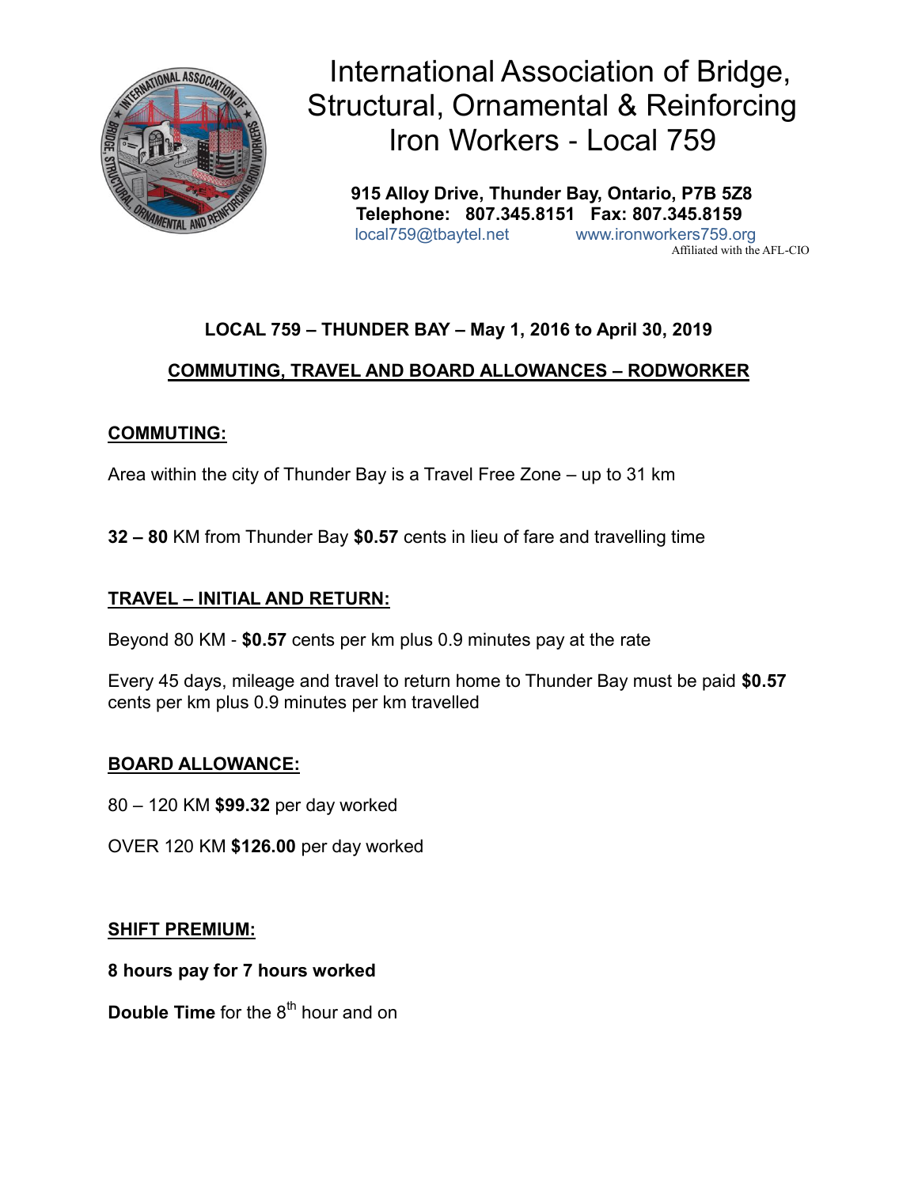# International Association of Bridge, Structural, Ornamental & Reinforcing Iron Workers - Local 759

**915 Alloy Drive, Thunder Bay, Ontario, P7B 5Z8**
**Telephone: 807.345.8151 Fax: 807.345.8159**
local759@tbaytel.net www.ironworkers759.org
Affiliated with the AFL-CIO

**LOCAL 759 – THUNDER BAY – May 1, 2016 to April 30, 2019**

**COMMUTING, TRAVEL AND BOARD ALLOWANCES – RODWORKER**

## COMMUTING:

Area within the city of Thunder Bay is a Travel Free Zone – up to 31 km

**32 – 80** KM from Thunder Bay **$0.57** cents in lieu of fare and travelling time

## TRAVEL – INITIAL AND RETURN:

Beyond 80 KM - **$0.57** cents per km plus 0.9 minutes pay at the rate

Every 45 days, mileage and travel to return home to Thunder Bay must be paid **$0.57** cents per km plus 0.9 minutes per km travelled

## BOARD ALLOWANCE:

80 – 120 KM **$99.32** per day worked

OVER 120 KM **$126.00** per day worked

## SHIFT PREMIUM:

**8 hours pay for 7 hours worked**

**Double Time** for the 8th hour and on